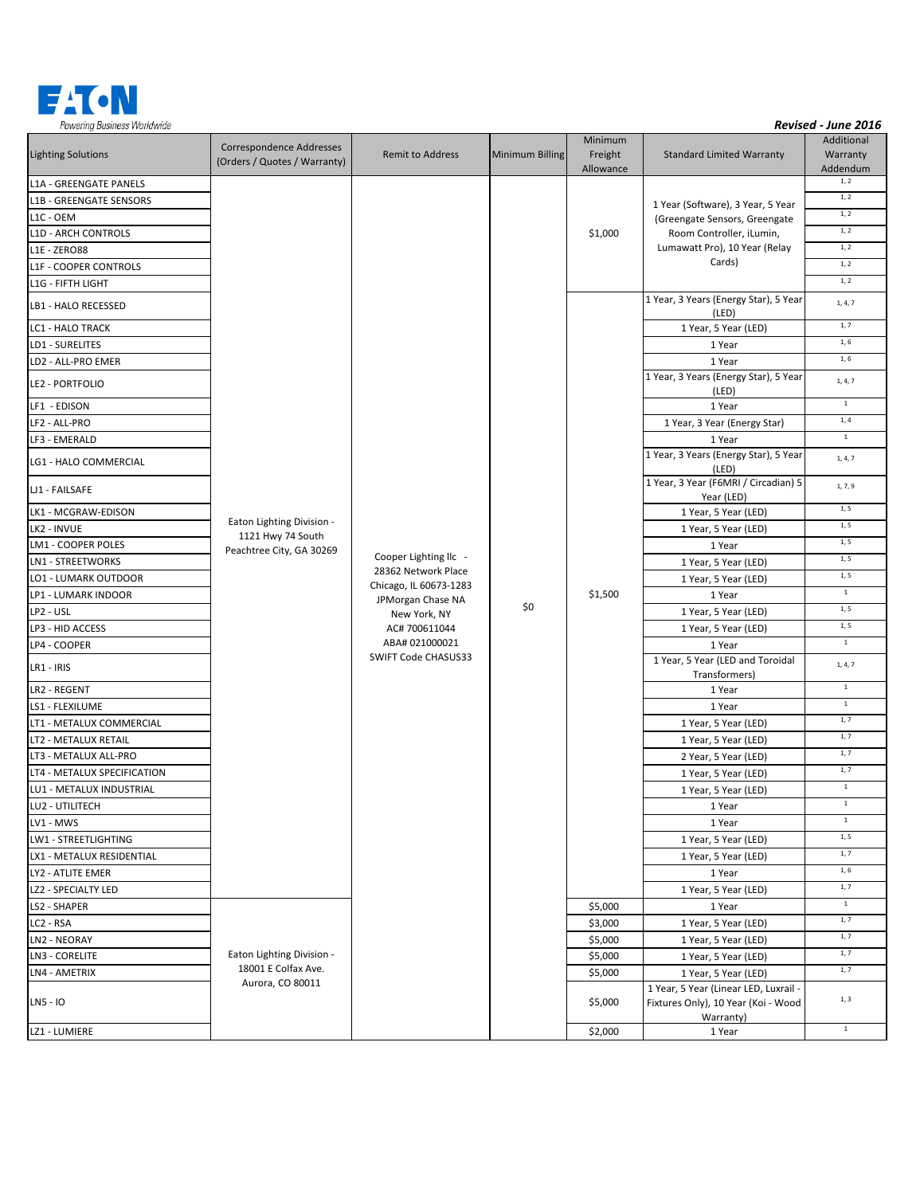**EATON**

Powering Business Worldwide

***Revised - June 2016***

| Lighting Solutions | Correspondence Addresses (Orders / Quotes / Warranty) | Remit to Address | Minimum Billing | Minimum Freight Allowance | Standard Limited Warranty | Additional Warranty Addendum |
|---|---|---|---|---|---|---|
| L1A - GREENGATE PANELS | Eaton Lighting Division - 1121 Hwy 74 South Peachtree City, GA 30269 | Cooper Lighting llc - 28362 Network Place Chicago, IL 60673-1283 JPMorgan Chase NA New York, NY AC# 700611044 ABA# 021000021 SWIFT Code CHASUS33 | $0 | $1,000 | 1 Year (Software), 3 Year, 5 Year (Greengate Sensors, Greengate Room Controller, iLumin, Lumawatt Pro), 10 Year (Relay Cards) | 1, 2 |
| L1B - GREENGATE SENSORS | | | | | | 1, 2 |
| L1C - OEM | | | | | | 1, 2 |
| L1D - ARCH CONTROLS | | | | | | 1, 2 |
| L1E - ZERO88 | | | | | | 1, 2 |
| L1F - COOPER CONTROLS | | | | | | 1, 2 |
| L1G - FIFTH LIGHT | | | | | | 1, 2 |
| LB1 - HALO RECESSED | | | | $1,500 | 1 Year, 3 Years (Energy Star), 5 Year (LED) | 1, 4, 7 |
| LC1 - HALO TRACK | | | | | 1 Year, 5 Year (LED) | 1, 7 |
| LD1 - SURELITES | | | | | 1 Year | 1, 6 |
| LD2 - ALL-PRO EMER | | | | | 1 Year | 1, 6 |
| LE2 - PORTFOLIO | | | | | 1 Year, 3 Years (Energy Star), 5 Year (LED) | 1, 4, 7 |
| LF1 - EDISON | | | | | 1 Year | 1 |
| LF2 - ALL-PRO | | | | | 1 Year, 3 Year (Energy Star) | 1, 4 |
| LF3 - EMERALD | | | | | 1 Year | 1 |
| LG1 - HALO COMMERCIAL | | | | | 1 Year, 3 Years (Energy Star), 5 Year (LED) | 1, 4, 7 |
| LJ1 - FAILSAFE | | | | | 1 Year, 3 Year (F6MRI / Circadian) 5 Year (LED) | 1, 7, 9 |
| LK1 - MCGRAW-EDISON | | | | | 1 Year, 5 Year (LED) | 1, 5 |
| LK2 - INVUE | | | | | 1 Year, 5 Year (LED) | 1, 5 |
| LM1 - COOPER POLES | | | | | 1 Year | 1, 5 |
| LN1 - STREETWORKS | | | | | 1 Year, 5 Year (LED) | 1, 5 |
| LO1 - LUMARK OUTDOOR | | | | | 1 Year, 5 Year (LED) | 1, 5 |
| LP1 - LUMARK INDOOR | | | | | 1 Year | 1 |
| LP2 - USL | | | | | 1 Year, 5 Year (LED) | 1, 5 |
| LP3 - HID ACCESS | | | | | 1 Year, 5 Year (LED) | 1, 5 |
| LP4 - COOPER | | | | | 1 Year | 1 |
| LR1 - IRIS | | | | | 1 Year, 5 Year (LED and Toroidal Transformers) | 1, 4, 7 |
| LR2 - REGENT | | | | | 1 Year | 1 |
| LS1 - FLEXILUME | | | | | 1 Year | 1 |
| LT1 - METALUX COMMERCIAL | | | | | 1 Year, 5 Year (LED) | 1, 7 |
| LT2 - METALUX RETAIL | | | | | 1 Year, 5 Year (LED) | 1, 7 |
| LT3 - METALUX ALL-PRO | | | | | 2 Year, 5 Year (LED) | 1, 7 |
| LT4 - METALUX SPECIFICATION | | | | | 1 Year, 5 Year (LED) | 1, 7 |
| LU1 - METALUX INDUSTRIAL | | | | | 1 Year, 5 Year (LED) | 1 |
| LU2 - UTILITECH | | | | | 1 Year | 1 |
| LV1 - MWS | | | | | 1 Year | 1 |
| LW1 - STREETLIGHTING | | | | | 1 Year, 5 Year (LED) | 1, 5 |
| LX1 - METALUX RESIDENTIAL | | | | | 1 Year, 5 Year (LED) | 1, 7 |
| LY2 - ATLITE EMER | | | | | 1 Year | 1, 6 |
| LZ2 - SPECIALTY LED | | | | | 1 Year, 5 Year (LED) | 1, 7 |
| LS2 - SHAPER | Eaton Lighting Division - 18001 E Colfax Ave. Aurora, CO 80011 | | | $5,000 | 1 Year | 1 |
| LC2 - RSA | | | | $3,000 | 1 Year, 5 Year (LED) | 1, 7 |
| LN2 - NEORAY | | | | $5,000 | 1 Year, 5 Year (LED) | 1, 7 |
| LN3 - CORELITE | | | | $5,000 | 1 Year, 5 Year (LED) | 1, 7 |
| LN4 - AMETRIX | | | | $5,000 | 1 Year, 5 Year (LED) | 1, 7 |
| LN5 - IO | | | | $5,000 | 1 Year, 5 Year (Linear LED, Luxrail - Fixtures Only), 10 Year (Koi - Wood Warranty) | 1, 3 |
| LZ1 - LUMIERE | | | | $2,000 | 1 Year | 1 |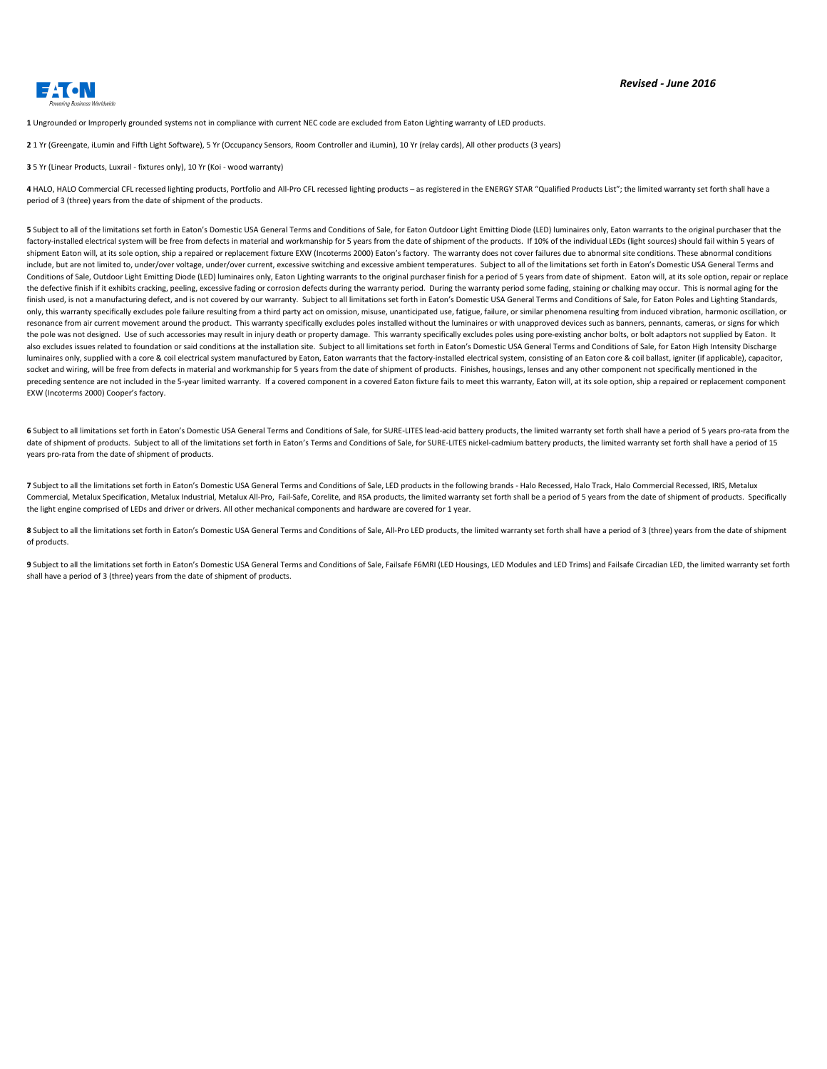*Revised - June 2016*

**1** Ungrounded or Improperly grounded systems not in compliance with current NEC code are excluded from Eaton Lighting warranty of LED products.

**2** 1 Yr (Greengate, iLumin and Fifth Light Software), 5 Yr (Occupancy Sensors, Room Controller and iLumin), 10 Yr (relay cards), All other products (3 years)

**3** 5 Yr (Linear Products, Luxrail - fixtures only), 10 Yr (Koi - wood warranty)

**4** HALO, HALO Commercial CFL recessed lighting products, Portfolio and All-Pro CFL recessed lighting products – as registered in the ENERGY STAR "Qualified Products List"; the limited warranty set forth shall have a period of 3 (three) years from the date of shipment of the products.

**5** Subject to all of the limitations set forth in Eaton's Domestic USA General Terms and Conditions of Sale, for Eaton Outdoor Light Emitting Diode (LED) luminaires only, Eaton warrants to the original purchaser that the factory-installed electrical system will be free from defects in material and workmanship for 5 years from the date of shipment of the products. If 10% of the individual LEDs (light sources) should fail within 5 years of shipment Eaton will, at its sole option, ship a repaired or replacement fixture EXW (Incoterms 2000) Eaton's factory. The warranty does not cover failures due to abnormal site conditions. These abnormal conditions include, but are not limited to, under/over voltage, under/over current, excessive switching and excessive ambient temperatures. Subject to all of the limitations set forth in Eaton's Domestic USA General Terms and Conditions of Sale, Outdoor Light Emitting Diode (LED) luminaires only, Eaton Lighting warrants to the original purchaser finish for a period of 5 years from date of shipment. Eaton will, at its sole option, repair or replace the defective finish if it exhibits cracking, peeling, excessive fading or corrosion defects during the warranty period. During the warranty period some fading, staining or chalking may occur. This is normal aging for the finish used, is not a manufacturing defect, and is not covered by our warranty. Subject to all limitations set forth in Eaton's Domestic USA General Terms and Conditions of Sale, for Eaton Poles and Lighting Standards, only, this warranty specifically excludes pole failure resulting from a third party act on omission, misuse, unanticipated use, fatigue, failure, or similar phenomena resulting from induced vibration, harmonic oscillation, or resonance from air current movement around the product. This warranty specifically excludes poles installed without the luminaires or with unapproved devices such as banners, pennants, cameras, or signs for which the pole was not designed. Use of such accessories may result in injury death or property damage. This warranty specifically excludes poles using pore-existing anchor bolts, or bolt adaptors not supplied by Eaton. It also excludes issues related to foundation or said conditions at the installation site. Subject to all limitations set forth in Eaton's Domestic USA General Terms and Conditions of Sale, for Eaton High Intensity Discharge luminaires only, supplied with a core & coil electrical system manufactured by Eaton, Eaton warrants that the factory-installed electrical system, consisting of an Eaton core & coil ballast, igniter (if applicable), capacitor, socket and wiring, will be free from defects in material and workmanship for 5 years from the date of shipment of products. Finishes, housings, lenses and any other component not specifically mentioned in the preceding sentence are not included in the 5-year limited warranty. If a covered component in a covered Eaton fixture fails to meet this warranty, Eaton will, at its sole option, ship a repaired or replacement component EXW (Incoterms 2000) Cooper's factory.

**6** Subject to all limitations set forth in Eaton's Domestic USA General Terms and Conditions of Sale, for SURE-LITES lead-acid battery products, the limited warranty set forth shall have a period of 5 years pro-rata from the date of shipment of products. Subject to all of the limitations set forth in Eaton's Terms and Conditions of Sale, for SURE-LITES nickel-cadmium battery products, the limited warranty set forth shall have a period of 15 years pro-rata from the date of shipment of products.

**7** Subject to all the limitations set forth in Eaton's Domestic USA General Terms and Conditions of Sale, LED products in the following brands - Halo Recessed, Halo Track, Halo Commercial Recessed, IRIS, Metalux Commercial, Metalux Specification, Metalux Industrial, Metalux All-Pro, Fail-Safe, Corelite, and RSA products, the limited warranty set forth shall be a period of 5 years from the date of shipment of products. Specifically the light engine comprised of LEDs and driver or drivers. All other mechanical components and hardware are covered for 1 year.

**8** Subject to all the limitations set forth in Eaton's Domestic USA General Terms and Conditions of Sale, All-Pro LED products, the limited warranty set forth shall have a period of 3 (three) years from the date of shipment of products.

**9** Subject to all the limitations set forth in Eaton's Domestic USA General Terms and Conditions of Sale, Failsafe F6MRI (LED Housings, LED Modules and LED Trims) and Failsafe Circadian LED, the limited warranty set forth shall have a period of 3 (three) years from the date of shipment of products.